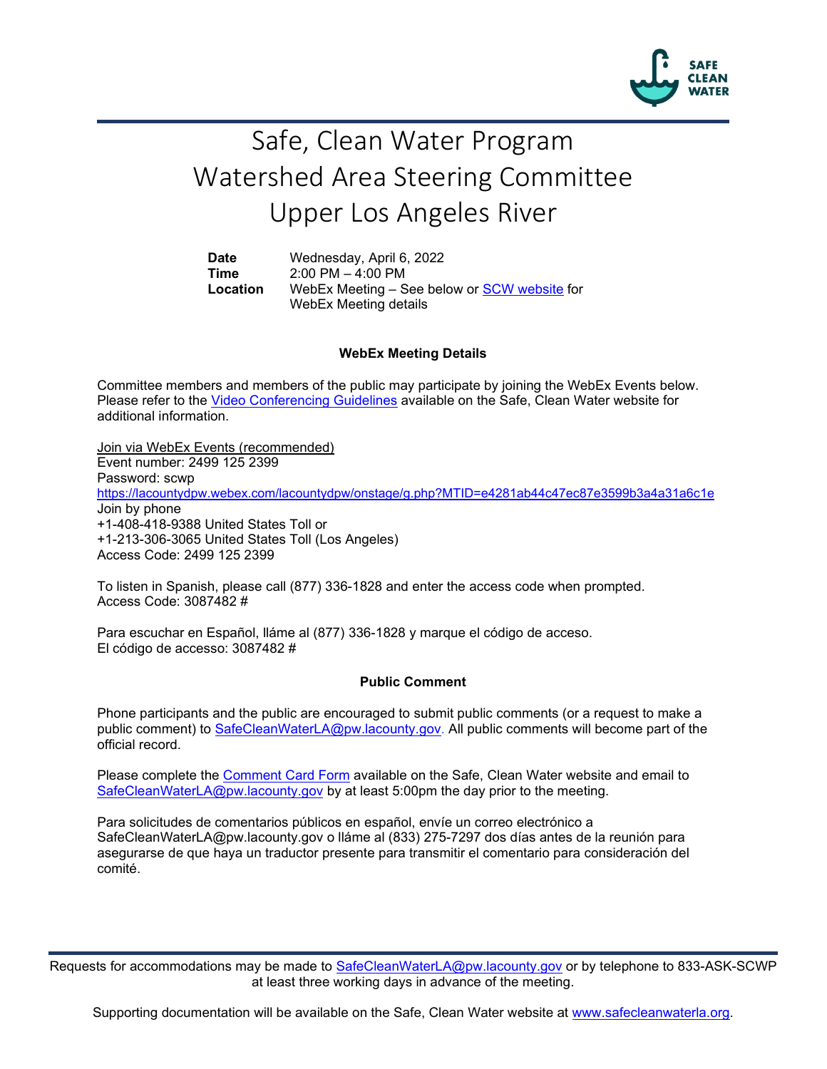# Safe, Clean Water Program
# Watershed Area Steering Committee
# Upper Los Angeles River

**Date** Wednesday, April 6, 2022
**Time** 2:00 PM – 4:00 PM
**Location** WebEx Meeting – See below or SCW website for WebEx Meeting details

### WebEx Meeting Details

Committee members and members of the public may participate by joining the WebEx Events below. Please refer to the Video Conferencing Guidelines available on the Safe, Clean Water website for additional information.

Join via WebEx Events (recommended)
Event number: 2499 125 2399
Password: scwp
https://lacountydpw.webex.com/lacountydpw/onstage/g.php?MTID=e4281ab44c47ec87e3599b3a4a31a6c1e
Join by phone
+1-408-418-9388 United States Toll or
+1-213-306-3065 United States Toll (Los Angeles)
Access Code: 2499 125 2399

To listen in Spanish, please call (877) 336-1828 and enter the access code when prompted.
Access Code: 3087482 #

Para escuchar en Español, lláme al (877) 336-1828 y marque el código de acceso.
El código de accesso: 3087482 #

### Public Comment

Phone participants and the public are encouraged to submit public comments (or a request to make a public comment) to SafeCleanWaterLA@pw.lacounty.gov. All public comments will become part of the official record.

Please complete the Comment Card Form available on the Safe, Clean Water website and email to SafeCleanWaterLA@pw.lacounty.gov by at least 5:00pm the day prior to the meeting.

Para solicitudes de comentarios públicos en español, envíe un correo electrónico a SafeCleanWaterLA@pw.lacounty.gov o lláme al (833) 275-7297 dos días antes de la reunión para asegurarse de que haya un traductor presente para transmitir el comentario para consideración del comité.

Requests for accommodations may be made to SafeCleanWaterLA@pw.lacounty.gov or by telephone to 833-ASK-SCWP at least three working days in advance of the meeting.

Supporting documentation will be available on the Safe, Clean Water website at www.safecleanwaterla.org.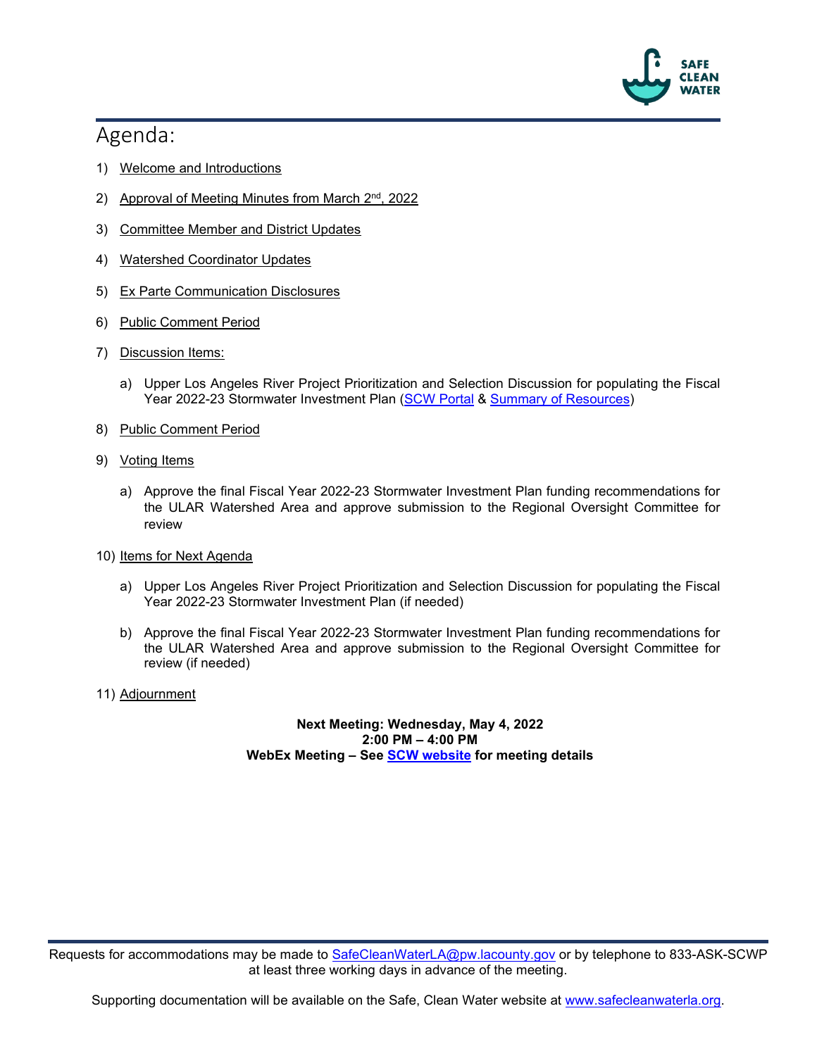# Agenda:

1) Welcome and Introductions

2) Approval of Meeting Minutes from March 2nd, 2022

3) Committee Member and District Updates

4) Watershed Coordinator Updates

5) Ex Parte Communication Disclosures

6) Public Comment Period

7) Discussion Items:

   a) Upper Los Angeles River Project Prioritization and Selection Discussion for populating the Fiscal Year 2022-23 Stormwater Investment Plan (SCW Portal & Summary of Resources)

8) Public Comment Period

9) Voting Items

   a) Approve the final Fiscal Year 2022-23 Stormwater Investment Plan funding recommendations for the ULAR Watershed Area and approve submission to the Regional Oversight Committee for review

10) Items for Next Agenda

    a) Upper Los Angeles River Project Prioritization and Selection Discussion for populating the Fiscal Year 2022-23 Stormwater Investment Plan (if needed)

    b) Approve the final Fiscal Year 2022-23 Stormwater Investment Plan funding recommendations for the ULAR Watershed Area and approve submission to the Regional Oversight Committee for review (if needed)

11) Adjournment

**Next Meeting: Wednesday, May 4, 2022**
**2:00 PM – 4:00 PM**
**WebEx Meeting – See SCW website for meeting details**

Requests for accommodations may be made to SafeCleanWaterLA@pw.lacounty.gov or by telephone to 833-ASK-SCWP at least three working days in advance of the meeting.

Supporting documentation will be available on the Safe, Clean Water website at www.safecleanwaterla.org.